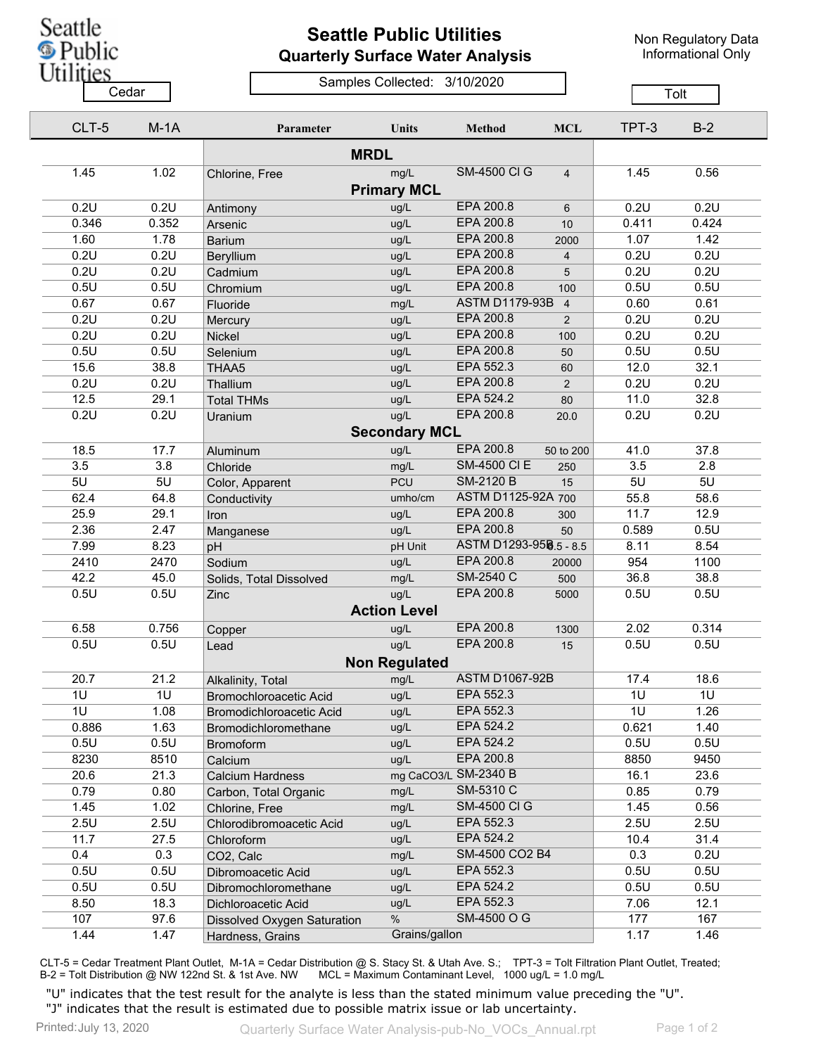Seattle Public Utilities

# Seattle Public Utilities

## Quarterly Surface Water Analysis

Non Regulatory Data Informational Only

Samples Collected: 3/10/2020

| Cedar | | | | | | Tolt | |
|---|---|---|---|---|---|---|---|
| CLT-5 | M-1A | Parameter | Units | Method | MCL | TPT-3 | B-2 |
| | | **MRDL** | | | | | |
| 1.45 | 1.02 | Chlorine, Free | mg/L | SM-4500 Cl G | 4 | 1.45 | 0.56 |
| | | **Primary MCL** | | | | | |
| 0.2U | 0.2U | Antimony | ug/L | EPA 200.8 | 6 | 0.2U | 0.2U |
| 0.346 | 0.352 | Arsenic | ug/L | EPA 200.8 | 10 | 0.411 | 0.424 |
| 1.60 | 1.78 | Barium | ug/L | EPA 200.8 | 2000 | 1.07 | 1.42 |
| 0.2U | 0.2U | Beryllium | ug/L | EPA 200.8 | 4 | 0.2U | 0.2U |
| 0.2U | 0.2U | Cadmium | ug/L | EPA 200.8 | 5 | 0.2U | 0.2U |
| 0.5U | 0.5U | Chromium | ug/L | EPA 200.8 | 100 | 0.5U | 0.5U |
| 0.67 | 0.67 | Fluoride | mg/L | ASTM D1179-93B | 4 | 0.60 | 0.61 |
| 0.2U | 0.2U | Mercury | ug/L | EPA 200.8 | 2 | 0.2U | 0.2U |
| 0.2U | 0.2U | Nickel | ug/L | EPA 200.8 | 100 | 0.2U | 0.2U |
| 0.5U | 0.5U | Selenium | ug/L | EPA 200.8 | 50 | 0.5U | 0.5U |
| 15.6 | 38.8 | THAA5 | ug/L | EPA 552.3 | 60 | 12.0 | 32.1 |
| 0.2U | 0.2U | Thallium | ug/L | EPA 200.8 | 2 | 0.2U | 0.2U |
| 12.5 | 29.1 | Total THMs | ug/L | EPA 524.2 | 80 | 11.0 | 32.8 |
| 0.2U | 0.2U | Uranium | ug/L | EPA 200.8 | 20.0 | 0.2U | 0.2U |
| | | **Secondary MCL** | | | | | |
| 18.5 | 17.7 | Aluminum | ug/L | EPA 200.8 | 50 to 200 | 41.0 | 37.8 |
| 3.5 | 3.8 | Chloride | mg/L | SM-4500 Cl E | 250 | 3.5 | 2.8 |
| 5U | 5U | Color, Apparent | PCU | SM-2120 B | 15 | 5U | 5U |
| 62.4 | 64.8 | Conductivity | umho/cm | ASTM D1125-92A | 700 | 55.8 | 58.6 |
| 25.9 | 29.1 | Iron | ug/L | EPA 200.8 | 300 | 11.7 | 12.9 |
| 2.36 | 2.47 | Manganese | ug/L | EPA 200.8 | 50 | 0.589 | 0.5U |
| 7.99 | 8.23 | pH | pH Unit | ASTM D1293-95B | 6.5 - 8.5 | 8.11 | 8.54 |
| 2410 | 2470 | Sodium | ug/L | EPA 200.8 | 20000 | 954 | 1100 |
| 42.2 | 45.0 | Solids, Total Dissolved | mg/L | SM-2540 C | 500 | 36.8 | 38.8 |
| 0.5U | 0.5U | Zinc | ug/L | EPA 200.8 | 5000 | 0.5U | 0.5U |
| | | **Action Level** | | | | | |
| 6.58 | 0.756 | Copper | ug/L | EPA 200.8 | 1300 | 2.02 | 0.314 |
| 0.5U | 0.5U | Lead | ug/L | EPA 200.8 | 15 | 0.5U | 0.5U |
| | | **Non Regulated** | | | | | |
| 20.7 | 21.2 | Alkalinity, Total | mg/L | ASTM D1067-92B | | 17.4 | 18.6 |
| 1U | 1U | Bromochloroacetic Acid | ug/L | EPA 552.3 | | 1U | 1U |
| 1U | 1.08 | Bromodichloroacetic Acid | ug/L | EPA 552.3 | | 1U | 1.26 |
| 0.886 | 1.63 | Bromodichloromethane | ug/L | EPA 524.2 | | 0.621 | 1.40 |
| 0.5U | 0.5U | Bromoform | ug/L | EPA 524.2 | | 0.5U | 0.5U |
| 8230 | 8510 | Calcium | ug/L | EPA 200.8 | | 8850 | 9450 |
| 20.6 | 21.3 | Calcium Hardness | mg CaCO3/L | SM-2340 B | | 16.1 | 23.6 |
| 0.79 | 0.80 | Carbon, Total Organic | mg/L | SM-5310 C | | 0.85 | 0.79 |
| 1.45 | 1.02 | Chlorine, Free | mg/L | SM-4500 Cl G | | 1.45 | 0.56 |
| 2.5U | 2.5U | Chlorodibromoacetic Acid | ug/L | EPA 552.3 | | 2.5U | 2.5U |
| 11.7 | 27.5 | Chloroform | ug/L | EPA 524.2 | | 10.4 | 31.4 |
| 0.4 | 0.3 | CO2, Calc | mg/L | SM-4500 CO2 B4 | | 0.3 | 0.2U |
| 0.5U | 0.5U | Dibromoacetic Acid | ug/L | EPA 552.3 | | 0.5U | 0.5U |
| 0.5U | 0.5U | Dibromochloromethane | ug/L | EPA 524.2 | | 0.5U | 0.5U |
| 8.50 | 18.3 | Dichloroacetic Acid | ug/L | EPA 552.3 | | 7.06 | 12.1 |
| 107 | 97.6 | Dissolved Oxygen Saturation | % | SM-4500 O G | | 177 | 167 |
| 1.44 | 1.47 | Hardness, Grains | Grains/gallon | | | 1.17 | 1.46 |

CLT-5 = Cedar Treatment Plant Outlet, M-1A = Cedar Distribution @ S. Stacy St. & Utah Ave. S.; TPT-3 = Tolt Filtration Plant Outlet, Treated; B-2 = Tolt Distribution @ NW 122nd St. & 1st Ave. NW MCL = Maximum Contaminant Level, 1000 ug/L = 1.0 mg/L

"U" indicates that the test result for the analyte is less than the stated minimum value preceding the "U".
"J" indicates that the result is estimated due to possible matrix issue or lab uncertainty.

Printed: July 13, 2020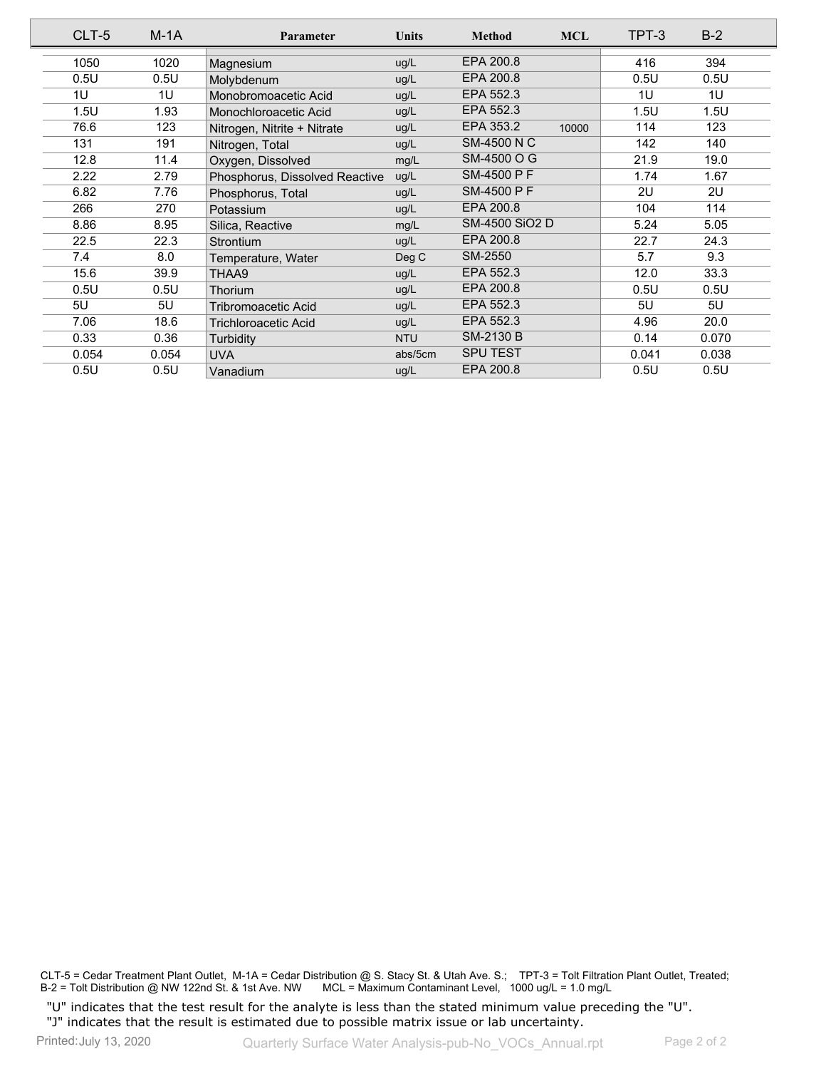| CLT-5 | M-1A | Parameter | Units | Method | MCL | TPT-3 | B-2 |
|---|---|---|---|---|---|---|---|
| 1050 | 1020 | Magnesium | ug/L | EPA 200.8 | | 416 | 394 |
| 0.5U | 0.5U | Molybdenum | ug/L | EPA 200.8 | | 0.5U | 0.5U |
| 1U | 1U | Monobromoacetic Acid | ug/L | EPA 552.3 | | 1U | 1U |
| 1.5U | 1.93 | Monochloroacetic Acid | ug/L | EPA 552.3 | | 1.5U | 1.5U |
| 76.6 | 123 | Nitrogen, Nitrite + Nitrate | ug/L | EPA 353.2 | 10000 | 114 | 123 |
| 131 | 191 | Nitrogen, Total | ug/L | SM-4500 N C | | 142 | 140 |
| 12.8 | 11.4 | Oxygen, Dissolved | mg/L | SM-4500 O G | | 21.9 | 19.0 |
| 2.22 | 2.79 | Phosphorus, Dissolved Reactive | ug/L | SM-4500 P F | | 1.74 | 1.67 |
| 6.82 | 7.76 | Phosphorus, Total | ug/L | SM-4500 P F | | 2U | 2U |
| 266 | 270 | Potassium | ug/L | EPA 200.8 | | 104 | 114 |
| 8.86 | 8.95 | Silica, Reactive | mg/L | SM-4500 SiO2 D | | 5.24 | 5.05 |
| 22.5 | 22.3 | Strontium | ug/L | EPA 200.8 | | 22.7 | 24.3 |
| 7.4 | 8.0 | Temperature, Water | Deg C | SM-2550 | | 5.7 | 9.3 |
| 15.6 | 39.9 | THAA9 | ug/L | EPA 552.3 | | 12.0 | 33.3 |
| 0.5U | 0.5U | Thorium | ug/L | EPA 200.8 | | 0.5U | 0.5U |
| 5U | 5U | Tribromoacetic Acid | ug/L | EPA 552.3 | | 5U | 5U |
| 7.06 | 18.6 | Trichloroacetic Acid | ug/L | EPA 552.3 | | 4.96 | 20.0 |
| 0.33 | 0.36 | Turbidity | NTU | SM-2130 B | | 0.14 | 0.070 |
| 0.054 | 0.054 | UVA | abs/5cm | SPU TEST | | 0.041 | 0.038 |
| 0.5U | 0.5U | Vanadium | ug/L | EPA 200.8 | | 0.5U | 0.5U |

CLT-5 = Cedar Treatment Plant Outlet, M-1A = Cedar Distribution @ S. Stacy St. & Utah Ave. S.; TPT-3 = Tolt Filtration Plant Outlet, Treated; B-2 = Tolt Distribution @ NW 122nd St. & 1st Ave. NW MCL = Maximum Contaminant Level, 1000 ug/L = 1.0 mg/L

"U" indicates that the test result for the analyte is less than the stated minimum value preceding the "U".
"J" indicates that the result is estimated due to possible matrix issue or lab uncertainty.

Printed: July 13, 2020 Quarterly Surface Water Analysis-pub-No_VOCs_Annual.rpt